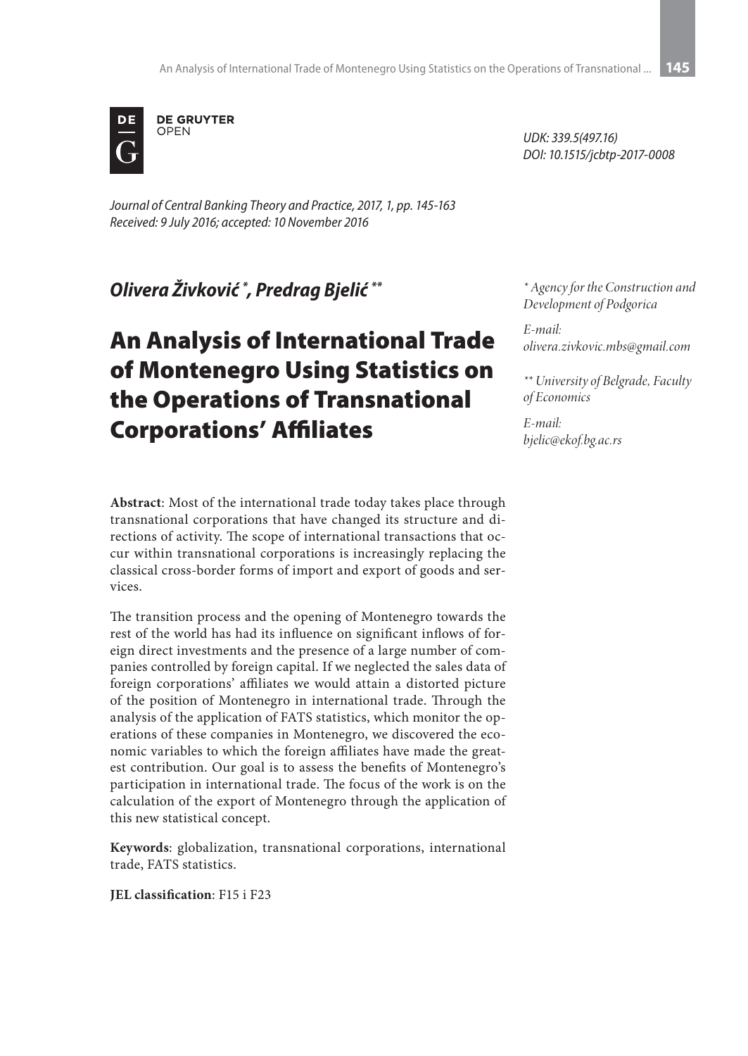DE GRUYTER OPEN

UDK: 339.5(497.16)
DOI: 10.1515/jcbtp-2017-0008

*Journal of Central Banking Theory and Practice, 2017, 1, pp. 145-163*
*Received: 9 July 2016; accepted: 10 November 2016*

***Olivera Živković* [*], *Predrag Bjelić* [**]**

*[*] Agency for the Construction and Development of Podgorica*

*E-mail: olivera.zivkovic.mbs@gmail.com*

*[**] University of Belgrade, Faculty of Economics*

*E-mail: bjelic@ekof.bg.ac.rs*

# An Analysis of International Trade of Montenegro Using Statistics on the Operations of Transnational Corporations' Affiliates

**Abstract**: Most of the international trade today takes place through transnational corporations that have changed its structure and directions of activity. The scope of international transactions that occur within transnational corporations is increasingly replacing the classical cross-border forms of import and export of goods and services.

The transition process and the opening of Montenegro towards the rest of the world has had its influence on significant inflows of foreign direct investments and the presence of a large number of companies controlled by foreign capital. If we neglected the sales data of foreign corporations' affiliates we would attain a distorted picture of the position of Montenegro in international trade. Through the analysis of the application of FATS statistics, which monitor the operations of these companies in Montenegro, we discovered the economic variables to which the foreign affiliates have made the greatest contribution. Our goal is to assess the benefits of Montenegro's participation in international trade. The focus of the work is on the calculation of the export of Montenegro through the application of this new statistical concept.

**Keywords**: globalization, transnational corporations, international trade, FATS statistics.

**JEL classification**: F15 i F23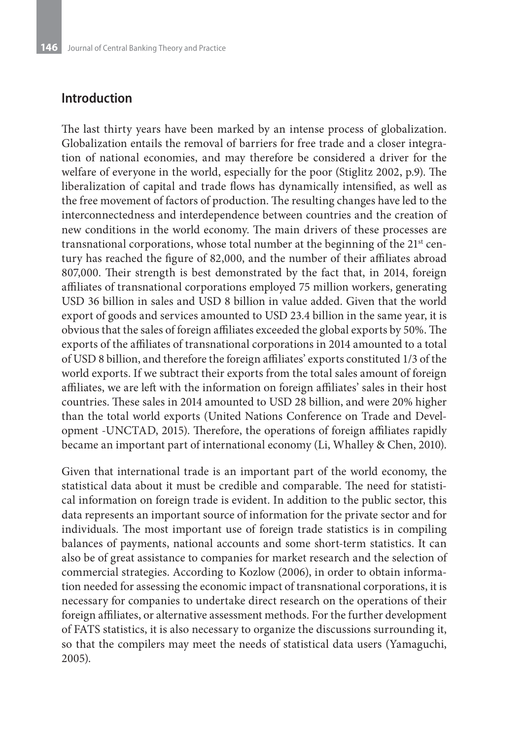## Introduction

The last thirty years have been marked by an intense process of globalization. Globalization entails the removal of barriers for free trade and a closer integration of national economies, and may therefore be considered a driver for the welfare of everyone in the world, especially for the poor (Stiglitz 2002, p.9). The liberalization of capital and trade flows has dynamically intensified, as well as the free movement of factors of production. The resulting changes have led to the interconnectedness and interdependence between countries and the creation of new conditions in the world economy. The main drivers of these processes are transnational corporations, whose total number at the beginning of the 21st century has reached the figure of 82,000, and the number of their affiliates abroad 807,000. Their strength is best demonstrated by the fact that, in 2014, foreign affiliates of transnational corporations employed 75 million workers, generating USD 36 billion in sales and USD 8 billion in value added. Given that the world export of goods and services amounted to USD 23.4 billion in the same year, it is obvious that the sales of foreign affiliates exceeded the global exports by 50%. The exports of the affiliates of transnational corporations in 2014 amounted to a total of USD 8 billion, and therefore the foreign affiliates' exports constituted 1/3 of the world exports. If we subtract their exports from the total sales amount of foreign affiliates, we are left with the information on foreign affiliates' sales in their host countries. These sales in 2014 amounted to USD 28 billion, and were 20% higher than the total world exports (United Nations Conference on Trade and Development -UNCTAD, 2015). Therefore, the operations of foreign affiliates rapidly became an important part of international economy (Li, Whalley & Chen, 2010).

Given that international trade is an important part of the world economy, the statistical data about it must be credible and comparable. The need for statistical information on foreign trade is evident. In addition to the public sector, this data represents an important source of information for the private sector and for individuals. The most important use of foreign trade statistics is in compiling balances of payments, national accounts and some short-term statistics. It can also be of great assistance to companies for market research and the selection of commercial strategies. According to Kozlow (2006), in order to obtain information needed for assessing the economic impact of transnational corporations, it is necessary for companies to undertake direct research on the operations of their foreign affiliates, or alternative assessment methods. For the further development of FATS statistics, it is also necessary to organize the discussions surrounding it, so that the compilers may meet the needs of statistical data users (Yamaguchi, 2005).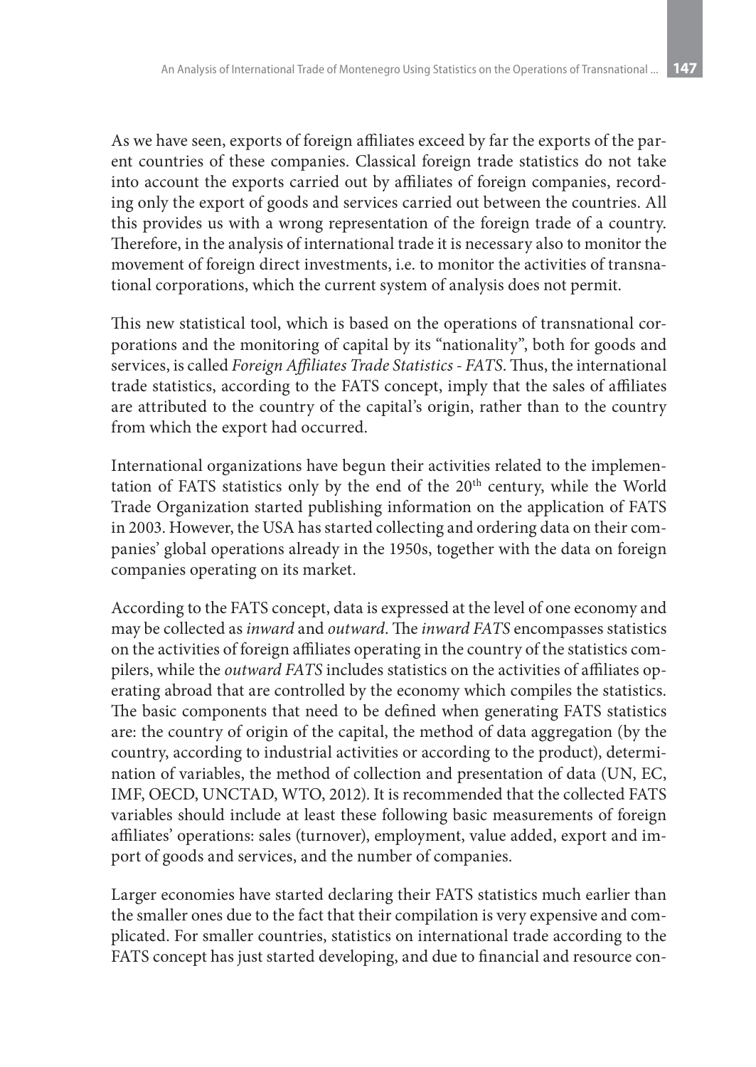As we have seen, exports of foreign affiliates exceed by far the exports of the parent countries of these companies. Classical foreign trade statistics do not take into account the exports carried out by affiliates of foreign companies, recording only the export of goods and services carried out between the countries. All this provides us with a wrong representation of the foreign trade of a country. Therefore, in the analysis of international trade it is necessary also to monitor the movement of foreign direct investments, i.e. to monitor the activities of transnational corporations, which the current system of analysis does not permit.

This new statistical tool, which is based on the operations of transnational corporations and the monitoring of capital by its "nationality", both for goods and services, is called *Foreign Affiliates Trade Statistics - FATS*. Thus, the international trade statistics, according to the FATS concept, imply that the sales of affiliates are attributed to the country of the capital's origin, rather than to the country from which the export had occurred.

International organizations have begun their activities related to the implementation of FATS statistics only by the end of the 20th century, while the World Trade Organization started publishing information on the application of FATS in 2003. However, the USA has started collecting and ordering data on their companies' global operations already in the 1950s, together with the data on foreign companies operating on its market.

According to the FATS concept, data is expressed at the level of one economy and may be collected as *inward* and *outward*. The *inward FATS* encompasses statistics on the activities of foreign affiliates operating in the country of the statistics compilers, while the *outward FATS* includes statistics on the activities of affiliates operating abroad that are controlled by the economy which compiles the statistics. The basic components that need to be defined when generating FATS statistics are: the country of origin of the capital, the method of data aggregation (by the country, according to industrial activities or according to the product), determination of variables, the method of collection and presentation of data (UN, EC, IMF, OECD, UNCTAD, WTO, 2012). It is recommended that the collected FATS variables should include at least these following basic measurements of foreign affiliates' operations: sales (turnover), employment, value added, export and import of goods and services, and the number of companies.

Larger economies have started declaring their FATS statistics much earlier than the smaller ones due to the fact that their compilation is very expensive and complicated. For smaller countries, statistics on international trade according to the FATS concept has just started developing, and due to financial and resource con-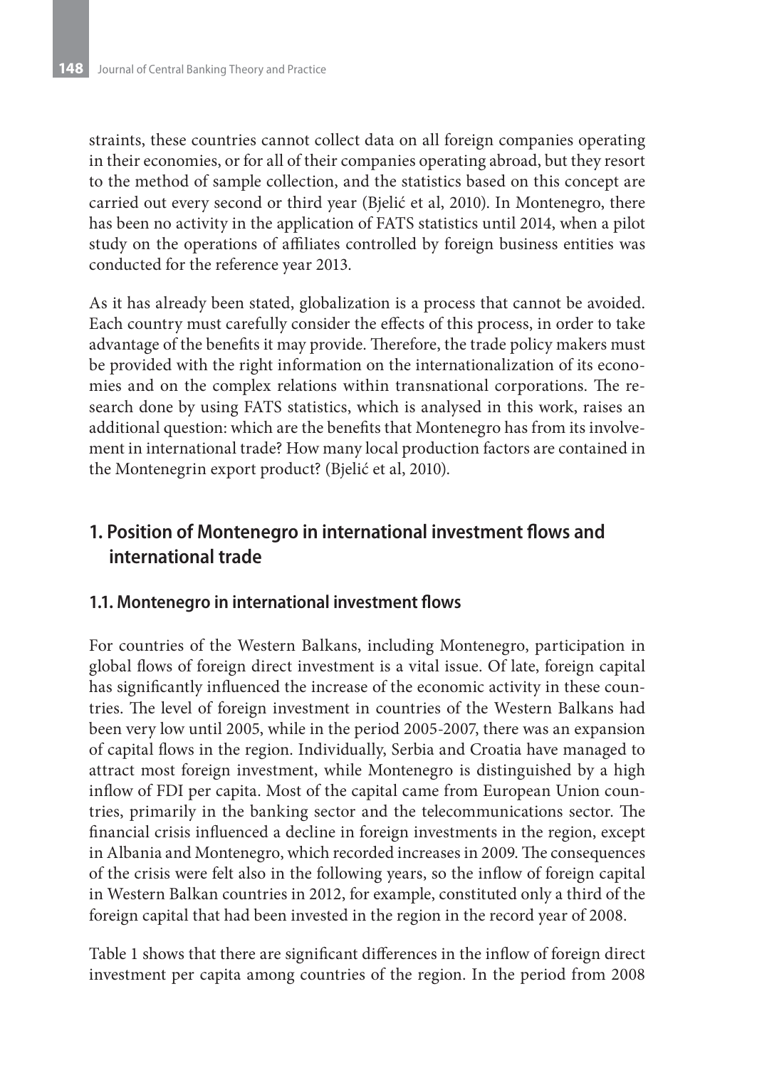straints, these countries cannot collect data on all foreign companies operating in their economies, or for all of their companies operating abroad, but they resort to the method of sample collection, and the statistics based on this concept are carried out every second or third year (Bjelić et al, 2010). In Montenegro, there has been no activity in the application of FATS statistics until 2014, when a pilot study on the operations of affiliates controlled by foreign business entities was conducted for the reference year 2013.

As it has already been stated, globalization is a process that cannot be avoided. Each country must carefully consider the effects of this process, in order to take advantage of the benefits it may provide. Therefore, the trade policy makers must be provided with the right information on the internationalization of its economies and on the complex relations within transnational corporations. The research done by using FATS statistics, which is analysed in this work, raises an additional question: which are the benefits that Montenegro has from its involvement in international trade? How many local production factors are contained in the Montenegrin export product? (Bjelić et al, 2010).

## 1. Position of Montenegro in international investment flows and international trade

### 1.1. Montenegro in international investment flows

For countries of the Western Balkans, including Montenegro, participation in global flows of foreign direct investment is a vital issue. Of late, foreign capital has significantly influenced the increase of the economic activity in these countries. The level of foreign investment in countries of the Western Balkans had been very low until 2005, while in the period 2005-2007, there was an expansion of capital flows in the region. Individually, Serbia and Croatia have managed to attract most foreign investment, while Montenegro is distinguished by a high inflow of FDI per capita. Most of the capital came from European Union countries, primarily in the banking sector and the telecommunications sector. The financial crisis influenced a decline in foreign investments in the region, except in Albania and Montenegro, which recorded increases in 2009. The consequences of the crisis were felt also in the following years, so the inflow of foreign capital in Western Balkan countries in 2012, for example, constituted only a third of the foreign capital that had been invested in the region in the record year of 2008.

Table 1 shows that there are significant differences in the inflow of foreign direct investment per capita among countries of the region. In the period from 2008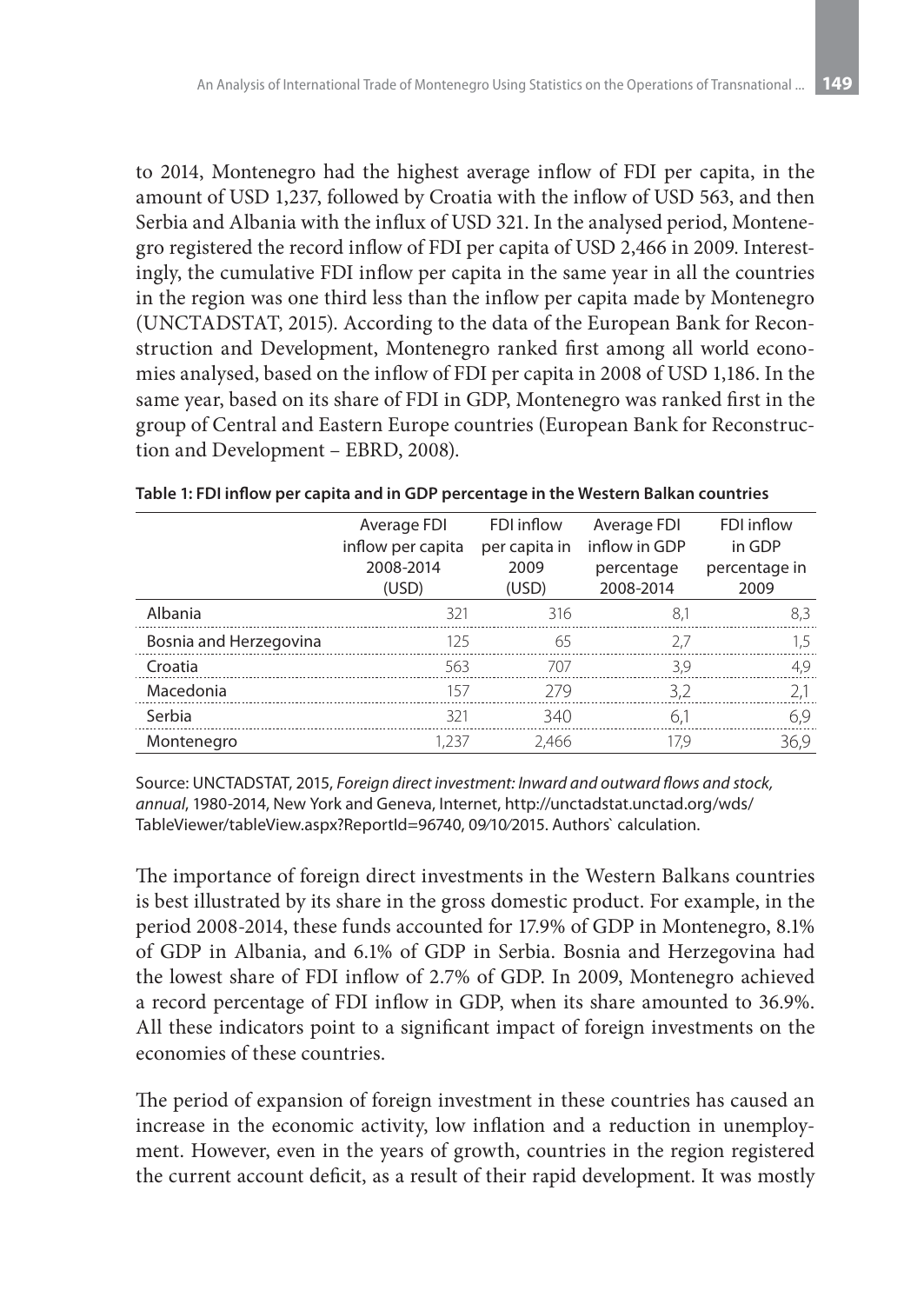to 2014, Montenegro had the highest average inflow of FDI per capita, in the amount of USD 1,237, followed by Croatia with the inflow of USD 563, and then Serbia and Albania with the influx of USD 321. In the analysed period, Montenegro registered the record inflow of FDI per capita of USD 2,466 in 2009. Interestingly, the cumulative FDI inflow per capita in the same year in all the countries in the region was one third less than the inflow per capita made by Montenegro (UNCTADSTAT, 2015). According to the data of the European Bank for Reconstruction and Development, Montenegro ranked first among all world economies analysed, based on the inflow of FDI per capita in 2008 of USD 1,186. In the same year, based on its share of FDI in GDP, Montenegro was ranked first in the group of Central and Eastern Europe countries (European Bank for Reconstruction and Development – EBRD, 2008).

**Table 1: FDI inflow per capita and in GDP percentage in the Western Balkan countries**

| | Average FDI inflow per capita 2008-2014 (USD) | FDI inflow per capita in 2009 (USD) | Average FDI inflow in GDP percentage 2008-2014 | FDI inflow in GDP percentage in 2009 |
|---|---|---|---|---|
| Albania | 321 | 316 | 8,1 | 8,3 |
| Bosnia and Herzegovina | 125 | 65 | 2,7 | 1,5 |
| Croatia | 563 | 707 | 3,9 | 4,9 |
| Macedonia | 157 | 279 | 3,2 | 2,1 |
| Serbia | 321 | 340 | 6,1 | 6,9 |
| Montenegro | 1,237 | 2,466 | 17,9 | 36,9 |

Source: UNCTADSTAT, 2015, *Foreign direct investment: Inward and outward flows and stock, annual*, 1980-2014, New York and Geneva, Internet, http://unctadstat.unctad.org/wds/TableViewer/tableView.aspx?ReportId=96740, 09/10/2015. Authors` calculation.

The importance of foreign direct investments in the Western Balkans countries is best illustrated by its share in the gross domestic product. For example, in the period 2008-2014, these funds accounted for 17.9% of GDP in Montenegro, 8.1% of GDP in Albania, and 6.1% of GDP in Serbia. Bosnia and Herzegovina had the lowest share of FDI inflow of 2.7% of GDP. In 2009, Montenegro achieved a record percentage of FDI inflow in GDP, when its share amounted to 36.9%. All these indicators point to a significant impact of foreign investments on the economies of these countries.

The period of expansion of foreign investment in these countries has caused an increase in the economic activity, low inflation and a reduction in unemployment. However, even in the years of growth, countries in the region registered the current account deficit, as a result of their rapid development. It was mostly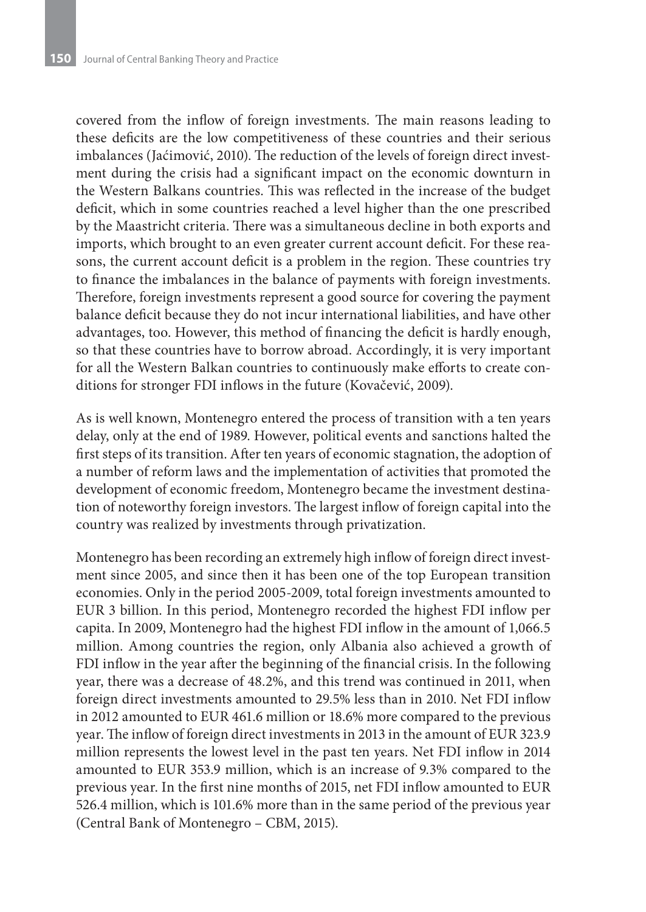covered from the inflow of foreign investments. The main reasons leading to these deficits are the low competitiveness of these countries and their serious imbalances (Jaćimović, 2010). The reduction of the levels of foreign direct investment during the crisis had a significant impact on the economic downturn in the Western Balkans countries. This was reflected in the increase of the budget deficit, which in some countries reached a level higher than the one prescribed by the Maastricht criteria. There was a simultaneous decline in both exports and imports, which brought to an even greater current account deficit. For these reasons, the current account deficit is a problem in the region. These countries try to finance the imbalances in the balance of payments with foreign investments. Therefore, foreign investments represent a good source for covering the payment balance deficit because they do not incur international liabilities, and have other advantages, too. However, this method of financing the deficit is hardly enough, so that these countries have to borrow abroad. Accordingly, it is very important for all the Western Balkan countries to continuously make efforts to create conditions for stronger FDI inflows in the future (Kovačević, 2009).

As is well known, Montenegro entered the process of transition with a ten years delay, only at the end of 1989. However, political events and sanctions halted the first steps of its transition. After ten years of economic stagnation, the adoption of a number of reform laws and the implementation of activities that promoted the development of economic freedom, Montenegro became the investment destination of noteworthy foreign investors. The largest inflow of foreign capital into the country was realized by investments through privatization.

Montenegro has been recording an extremely high inflow of foreign direct investment since 2005, and since then it has been one of the top European transition economies. Only in the period 2005-2009, total foreign investments amounted to EUR 3 billion. In this period, Montenegro recorded the highest FDI inflow per capita. In 2009, Montenegro had the highest FDI inflow in the amount of 1,066.5 million. Among countries the region, only Albania also achieved a growth of FDI inflow in the year after the beginning of the financial crisis. In the following year, there was a decrease of 48.2%, and this trend was continued in 2011, when foreign direct investments amounted to 29.5% less than in 2010. Net FDI inflow in 2012 amounted to EUR 461.6 million or 18.6% more compared to the previous year. The inflow of foreign direct investments in 2013 in the amount of EUR 323.9 million represents the lowest level in the past ten years. Net FDI inflow in 2014 amounted to EUR 353.9 million, which is an increase of 9.3% compared to the previous year. In the first nine months of 2015, net FDI inflow amounted to EUR 526.4 million, which is 101.6% more than in the same period of the previous year (Central Bank of Montenegro – CBM, 2015).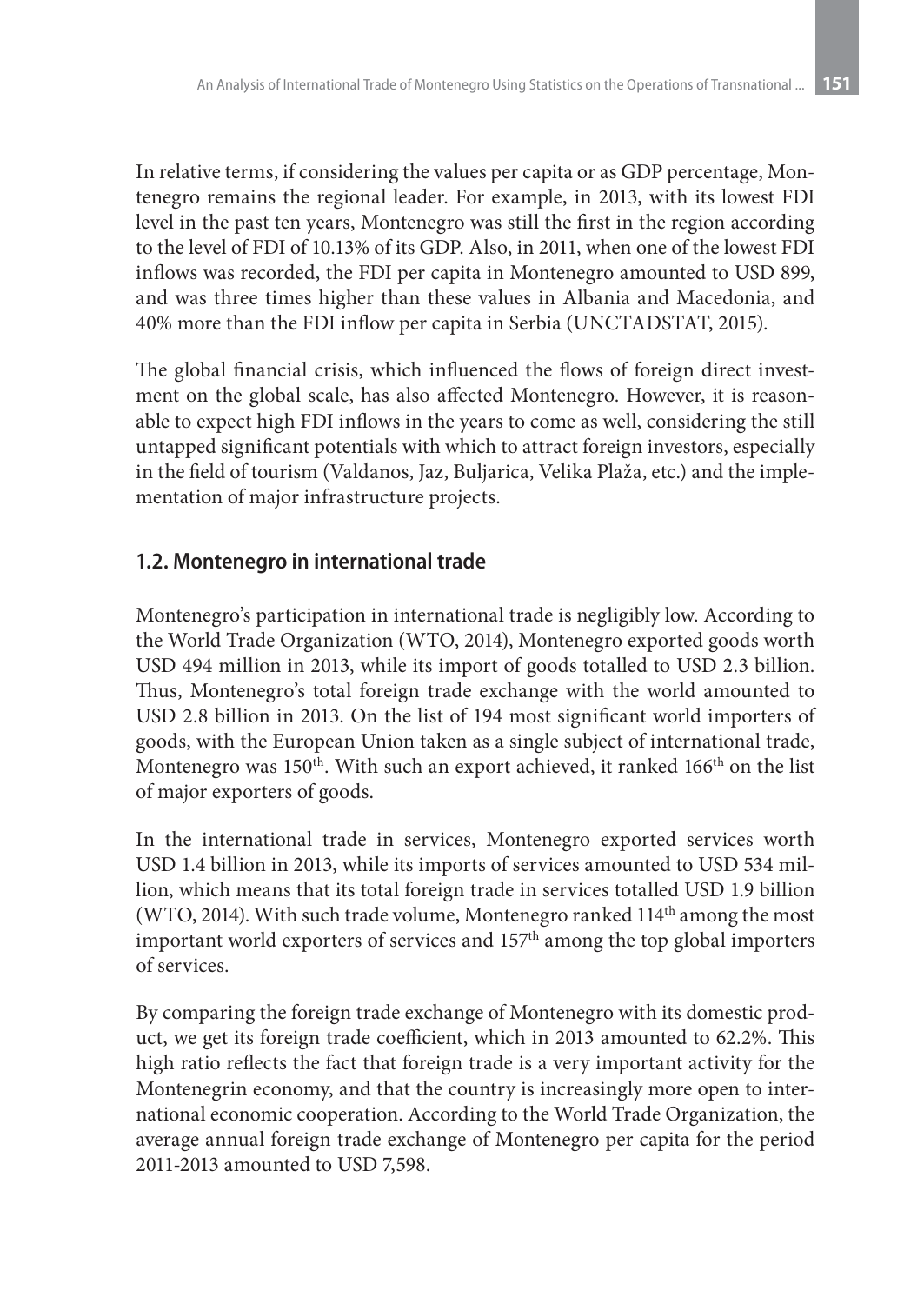In relative terms, if considering the values per capita or as GDP percentage, Montenegro remains the regional leader. For example, in 2013, with its lowest FDI level in the past ten years, Montenegro was still the first in the region according to the level of FDI of 10.13% of its GDP. Also, in 2011, when one of the lowest FDI inflows was recorded, the FDI per capita in Montenegro amounted to USD 899, and was three times higher than these values in Albania and Macedonia, and 40% more than the FDI inflow per capita in Serbia (UNCTADSTAT, 2015).

The global financial crisis, which influenced the flows of foreign direct investment on the global scale, has also affected Montenegro. However, it is reasonable to expect high FDI inflows in the years to come as well, considering the still untapped significant potentials with which to attract foreign investors, especially in the field of tourism (Valdanos, Jaz, Buljarica, Velika Plaža, etc.) and the implementation of major infrastructure projects.

### 1.2. Montenegro in international trade

Montenegro's participation in international trade is negligibly low. According to the World Trade Organization (WTO, 2014), Montenegro exported goods worth USD 494 million in 2013, while its import of goods totalled to USD 2.3 billion. Thus, Montenegro's total foreign trade exchange with the world amounted to USD 2.8 billion in 2013. On the list of 194 most significant world importers of goods, with the European Union taken as a single subject of international trade, Montenegro was 150th. With such an export achieved, it ranked 166th on the list of major exporters of goods.

In the international trade in services, Montenegro exported services worth USD 1.4 billion in 2013, while its imports of services amounted to USD 534 million, which means that its total foreign trade in services totalled USD 1.9 billion (WTO, 2014). With such trade volume, Montenegro ranked 114th among the most important world exporters of services and 157th among the top global importers of services.

By comparing the foreign trade exchange of Montenegro with its domestic product, we get its foreign trade coefficient, which in 2013 amounted to 62.2%. This high ratio reflects the fact that foreign trade is a very important activity for the Montenegrin economy, and that the country is increasingly more open to international economic cooperation. According to the World Trade Organization, the average annual foreign trade exchange of Montenegro per capita for the period 2011-2013 amounted to USD 7,598.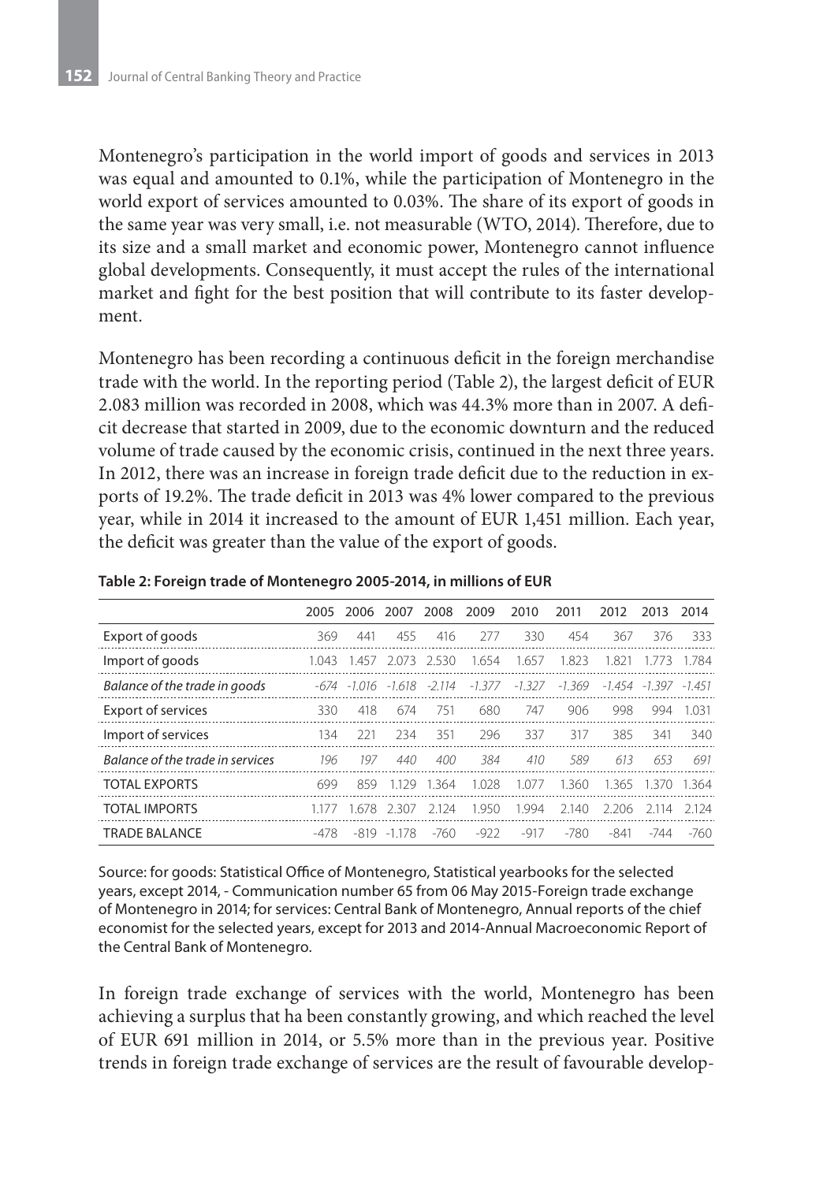Montenegro's participation in the world import of goods and services in 2013 was equal and amounted to 0.1%, while the participation of Montenegro in the world export of services amounted to 0.03%. The share of its export of goods in the same year was very small, i.e. not measurable (WTO, 2014). Therefore, due to its size and a small market and economic power, Montenegro cannot influence global developments. Consequently, it must accept the rules of the international market and fight for the best position that will contribute to its faster development.

Montenegro has been recording a continuous deficit in the foreign merchandise trade with the world. In the reporting period (Table 2), the largest deficit of EUR 2.083 million was recorded in 2008, which was 44.3% more than in 2007. A deficit decrease that started in 2009, due to the economic downturn and the reduced volume of trade caused by the economic crisis, continued in the next three years. In 2012, there was an increase in foreign trade deficit due to the reduction in exports of 19.2%. The trade deficit in 2013 was 4% lower compared to the previous year, while in 2014 it increased to the amount of EUR 1,451 million. Each year, the deficit was greater than the value of the export of goods.

**Table 2: Foreign trade of Montenegro 2005-2014, in millions of EUR**

| | 2005 | 2006 | 2007 | 2008 | 2009 | 2010 | 2011 | 2012 | 2013 | 2014 |
|---|---|---|---|---|---|---|---|---|---|---|
| Export of goods | 369 | 441 | 455 | 416 | 277 | 330 | 454 | 367 | 376 | 333 |
| Import of goods | 1.043 | 1.457 | 2.073 | 2.530 | 1.654 | 1.657 | 1.823 | 1.821 | 1.773 | 1.784 |
| *Balance of the trade in goods* | *-674* | *-1.016* | *-1.618* | *-2.114* | *-1.377* | *-1.327* | *-1.369* | *-1.454* | *-1.397* | *-1.451* |
| Export of services | 330 | 418 | 674 | 751 | 680 | 747 | 906 | 998 | 994 | 1.031 |
| Import of services | 134 | 221 | 234 | 351 | 296 | 337 | 317 | 385 | 341 | 340 |
| *Balance of the trade in services* | *196* | *197* | *440* | *400* | *384* | *410* | *589* | *613* | *653* | *691* |
| TOTAL EXPORTS | 699 | 859 | 1.129 | 1.364 | 1.028 | 1.077 | 1.360 | 1.365 | 1.370 | 1.364 |
| TOTAL IMPORTS | 1.177 | 1.678 | 2.307 | 2.124 | 1.950 | 1.994 | 2.140 | 2.206 | 2.114 | 2.124 |
| TRADE BALANCE | -478 | -819 | -1.178 | -760 | -922 | -917 | -780 | -841 | -744 | -760 |

Source: for goods: Statistical Office of Montenegro, Statistical yearbooks for the selected years, except 2014, - Communication number 65 from 06 May 2015-Foreign trade exchange of Montenegro in 2014; for services: Central Bank of Montenegro, Annual reports of the chief economist for the selected years, except for 2013 and 2014-Annual Macroeconomic Report of the Central Bank of Montenegro.

In foreign trade exchange of services with the world, Montenegro has been achieving a surplus that ha been constantly growing, and which reached the level of EUR 691 million in 2014, or 5.5% more than in the previous year. Positive trends in foreign trade exchange of services are the result of favourable develop-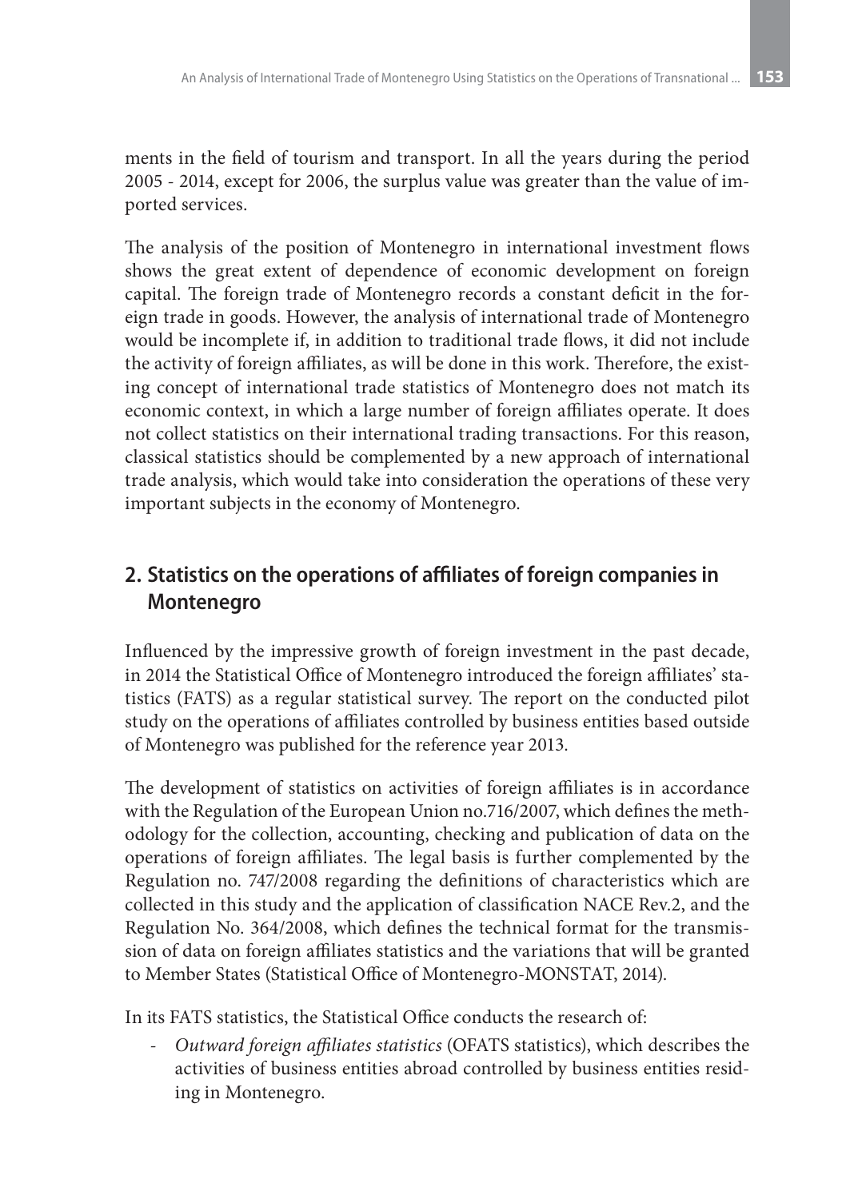ments in the field of tourism and transport. In all the years during the period 2005 - 2014, except for 2006, the surplus value was greater than the value of imported services.

The analysis of the position of Montenegro in international investment flows shows the great extent of dependence of economic development on foreign capital. The foreign trade of Montenegro records a constant deficit in the foreign trade in goods. However, the analysis of international trade of Montenegro would be incomplete if, in addition to traditional trade flows, it did not include the activity of foreign affiliates, as will be done in this work. Therefore, the existing concept of international trade statistics of Montenegro does not match its economic context, in which a large number of foreign affiliates operate. It does not collect statistics on their international trading transactions. For this reason, classical statistics should be complemented by a new approach of international trade analysis, which would take into consideration the operations of these very important subjects in the economy of Montenegro.

## 2. Statistics on the operations of affiliates of foreign companies in Montenegro

Influenced by the impressive growth of foreign investment in the past decade, in 2014 the Statistical Office of Montenegro introduced the foreign affiliates' statistics (FATS) as a regular statistical survey. The report on the conducted pilot study on the operations of affiliates controlled by business entities based outside of Montenegro was published for the reference year 2013.

The development of statistics on activities of foreign affiliates is in accordance with the Regulation of the European Union no.716/2007, which defines the methodology for the collection, accounting, checking and publication of data on the operations of foreign affiliates. The legal basis is further complemented by the Regulation no. 747/2008 regarding the definitions of characteristics which are collected in this study and the application of classification NACE Rev.2, and the Regulation No. 364/2008, which defines the technical format for the transmission of data on foreign affiliates statistics and the variations that will be granted to Member States (Statistical Office of Montenegro-MONSTAT, 2014).

In its FATS statistics, the Statistical Office conducts the research of:

- *Outward foreign affiliates statistics* (OFATS statistics), which describes the activities of business entities abroad controlled by business entities residing in Montenegro.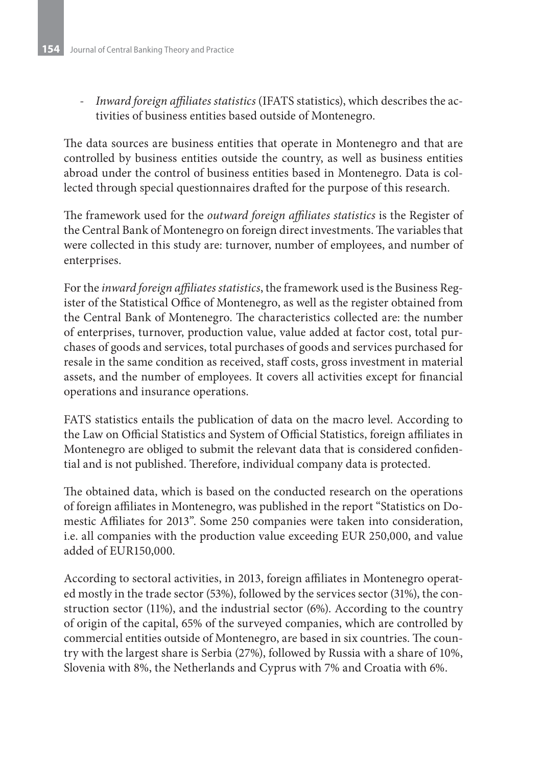- *Inward foreign affiliates statistics* (IFATS statistics), which describes the activities of business entities based outside of Montenegro.

The data sources are business entities that operate in Montenegro and that are controlled by business entities outside the country, as well as business entities abroad under the control of business entities based in Montenegro. Data is collected through special questionnaires drafted for the purpose of this research.

The framework used for the *outward foreign affiliates statistics* is the Register of the Central Bank of Montenegro on foreign direct investments. The variables that were collected in this study are: turnover, number of employees, and number of enterprises.

For the *inward foreign affiliates statistics*, the framework used is the Business Register of the Statistical Office of Montenegro, as well as the register obtained from the Central Bank of Montenegro. The characteristics collected are: the number of enterprises, turnover, production value, value added at factor cost, total purchases of goods and services, total purchases of goods and services purchased for resale in the same condition as received, staff costs, gross investment in material assets, and the number of employees. It covers all activities except for financial operations and insurance operations.

FATS statistics entails the publication of data on the macro level. According to the Law on Official Statistics and System of Official Statistics, foreign affiliates in Montenegro are obliged to submit the relevant data that is considered confidential and is not published. Therefore, individual company data is protected.

The obtained data, which is based on the conducted research on the operations of foreign affiliates in Montenegro, was published in the report "Statistics on Domestic Affiliates for 2013". Some 250 companies were taken into consideration, i.e. all companies with the production value exceeding EUR 250,000, and value added of EUR150,000.

According to sectoral activities, in 2013, foreign affiliates in Montenegro operated mostly in the trade sector (53%), followed by the services sector (31%), the construction sector (11%), and the industrial sector (6%). According to the country of origin of the capital, 65% of the surveyed companies, which are controlled by commercial entities outside of Montenegro, are based in six countries. The country with the largest share is Serbia (27%), followed by Russia with a share of 10%, Slovenia with 8%, the Netherlands and Cyprus with 7% and Croatia with 6%.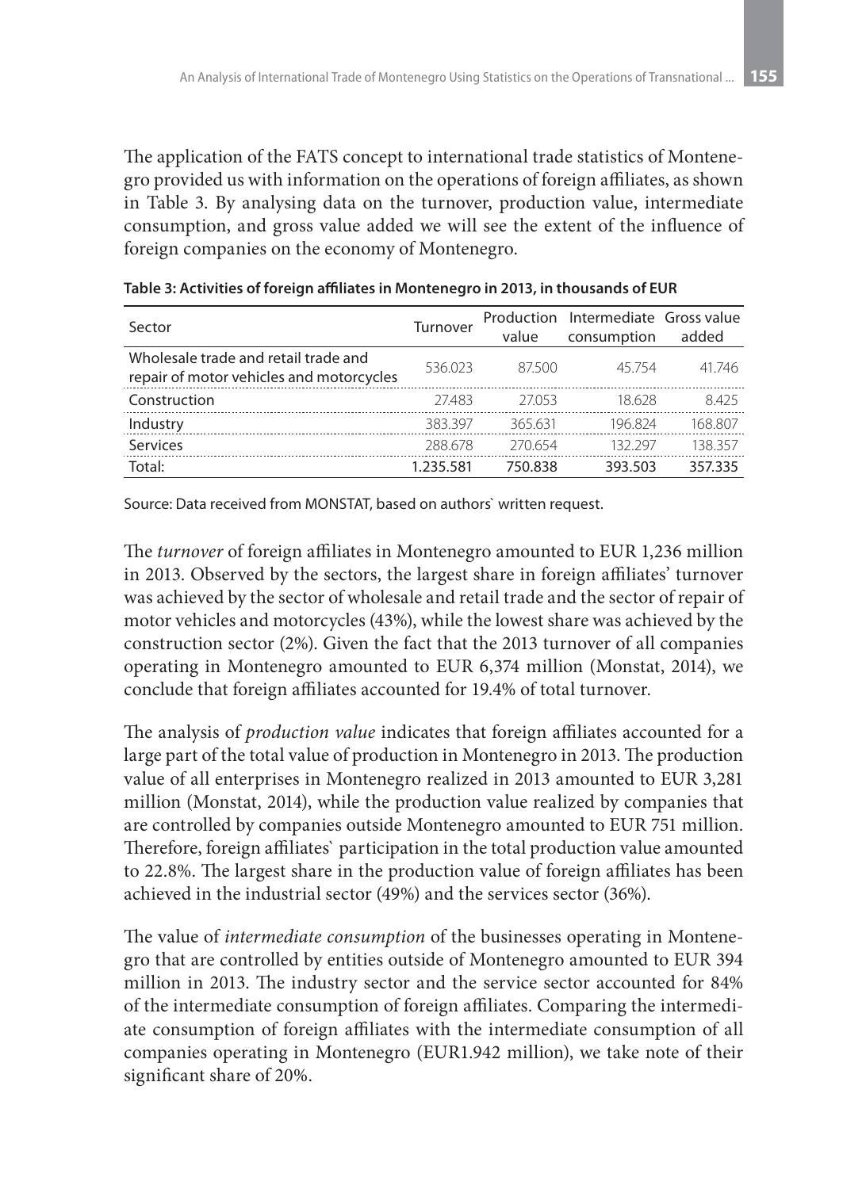The application of the FATS concept to international trade statistics of Montenegro provided us with information on the operations of foreign affiliates, as shown in Table 3. By analysing data on the turnover, production value, intermediate consumption, and gross value added we will see the extent of the influence of foreign companies on the economy of Montenegro.

**Table 3: Activities of foreign affiliates in Montenegro in 2013, in thousands of EUR**

| Sector | Turnover | Production value | Intermediate consumption | Gross value added |
|---|---|---|---|---|
| Wholesale trade and retail trade and repair of motor vehicles and motorcycles | 536.023 | 87.500 | 45.754 | 41.746 |
| Construction | 27.483 | 27.053 | 18.628 | 8.425 |
| Industry | 383.397 | 365.631 | 196.824 | 168.807 |
| Services | 288.678 | 270.654 | 132.297 | 138.357 |
| Total: | 1.235.581 | 750.838 | 393.503 | 357.335 |

Source: Data received from MONSTAT, based on authors` written request.

The *turnover* of foreign affiliates in Montenegro amounted to EUR 1,236 million in 2013. Observed by the sectors, the largest share in foreign affiliates' turnover was achieved by the sector of wholesale and retail trade and the sector of repair of motor vehicles and motorcycles (43%), while the lowest share was achieved by the construction sector (2%). Given the fact that the 2013 turnover of all companies operating in Montenegro amounted to EUR 6,374 million (Monstat, 2014), we conclude that foreign affiliates accounted for 19.4% of total turnover.

The analysis of *production value* indicates that foreign affiliates accounted for a large part of the total value of production in Montenegro in 2013. The production value of all enterprises in Montenegro realized in 2013 amounted to EUR 3,281 million (Monstat, 2014), while the production value realized by companies that are controlled by companies outside Montenegro amounted to EUR 751 million. Therefore, foreign affiliates` participation in the total production value amounted to 22.8%. The largest share in the production value of foreign affiliates has been achieved in the industrial sector (49%) and the services sector (36%).

The value of *intermediate consumption* of the businesses operating in Montenegro that are controlled by entities outside of Montenegro amounted to EUR 394 million in 2013. The industry sector and the service sector accounted for 84% of the intermediate consumption of foreign affiliates. Comparing the intermediate consumption of foreign affiliates with the intermediate consumption of all companies operating in Montenegro (EUR1.942 million), we take note of their significant share of 20%.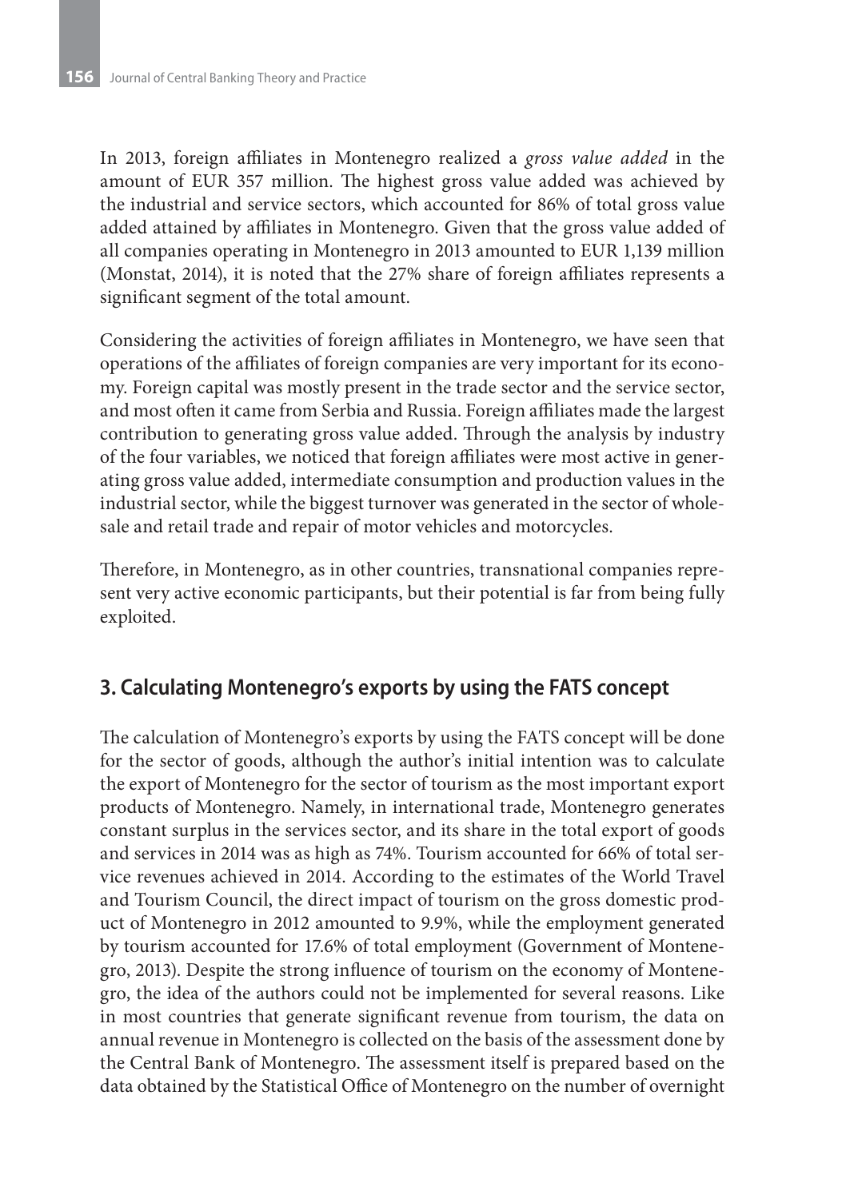In 2013, foreign affiliates in Montenegro realized a *gross value added* in the amount of EUR 357 million. The highest gross value added was achieved by the industrial and service sectors, which accounted for 86% of total gross value added attained by affiliates in Montenegro. Given that the gross value added of all companies operating in Montenegro in 2013 amounted to EUR 1,139 million (Monstat, 2014), it is noted that the 27% share of foreign affiliates represents a significant segment of the total amount.

Considering the activities of foreign affiliates in Montenegro, we have seen that operations of the affiliates of foreign companies are very important for its economy. Foreign capital was mostly present in the trade sector and the service sector, and most often it came from Serbia and Russia. Foreign affiliates made the largest contribution to generating gross value added. Through the analysis by industry of the four variables, we noticed that foreign affiliates were most active in generating gross value added, intermediate consumption and production values in the industrial sector, while the biggest turnover was generated in the sector of wholesale and retail trade and repair of motor vehicles and motorcycles.

Therefore, in Montenegro, as in other countries, transnational companies represent very active economic participants, but their potential is far from being fully exploited.

## 3. Calculating Montenegro's exports by using the FATS concept

The calculation of Montenegro's exports by using the FATS concept will be done for the sector of goods, although the author's initial intention was to calculate the export of Montenegro for the sector of tourism as the most important export products of Montenegro. Namely, in international trade, Montenegro generates constant surplus in the services sector, and its share in the total export of goods and services in 2014 was as high as 74%. Tourism accounted for 66% of total service revenues achieved in 2014. According to the estimates of the World Travel and Tourism Council, the direct impact of tourism on the gross domestic product of Montenegro in 2012 amounted to 9.9%, while the employment generated by tourism accounted for 17.6% of total employment (Government of Montenegro, 2013). Despite the strong influence of tourism on the economy of Montenegro, the idea of the authors could not be implemented for several reasons. Like in most countries that generate significant revenue from tourism, the data on annual revenue in Montenegro is collected on the basis of the assessment done by the Central Bank of Montenegro. The assessment itself is prepared based on the data obtained by the Statistical Office of Montenegro on the number of overnight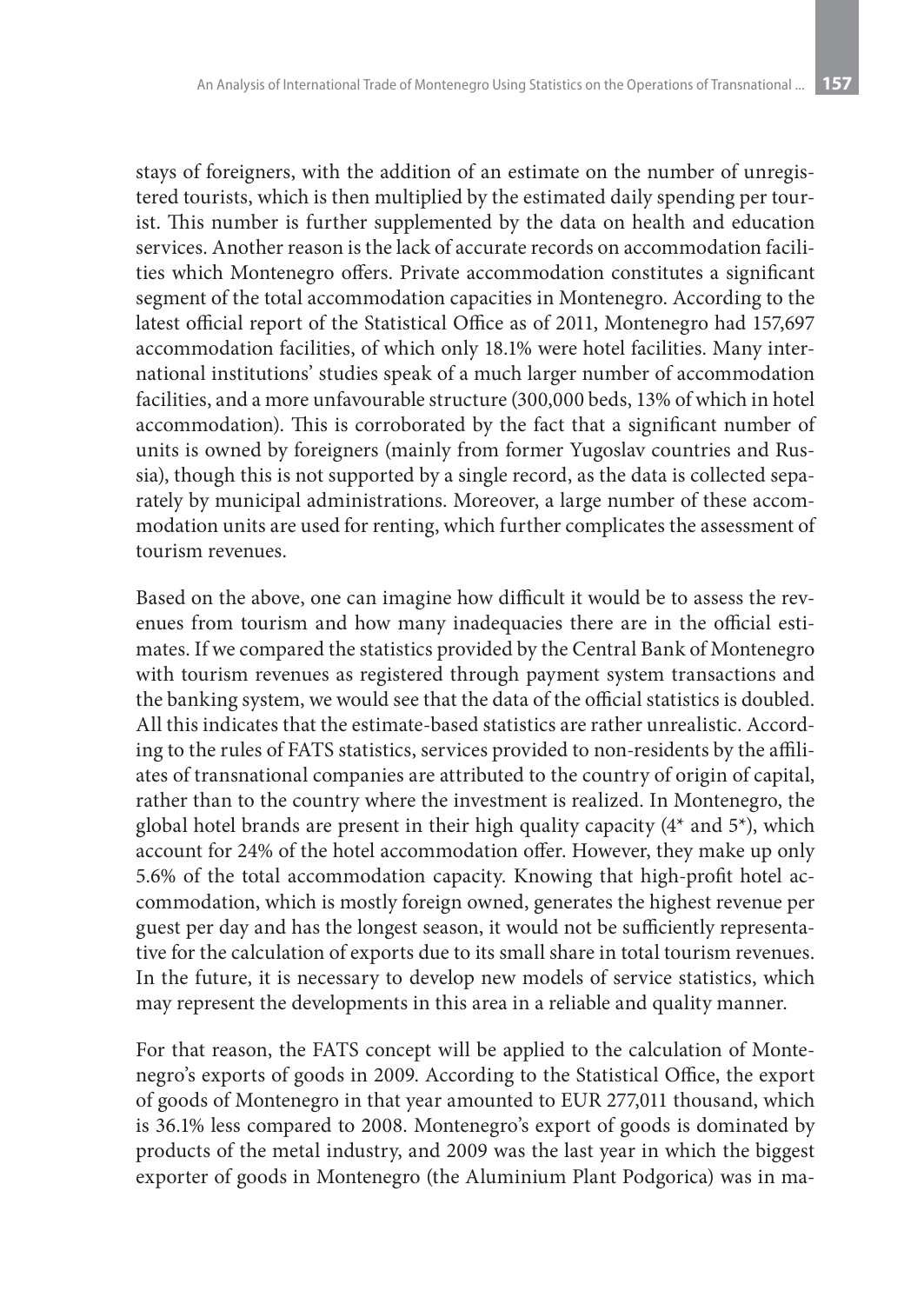stays of foreigners, with the addition of an estimate on the number of unregistered tourists, which is then multiplied by the estimated daily spending per tourist. This number is further supplemented by the data on health and education services. Another reason is the lack of accurate records on accommodation facilities which Montenegro offers. Private accommodation constitutes a significant segment of the total accommodation capacities in Montenegro. According to the latest official report of the Statistical Office as of 2011, Montenegro had 157,697 accommodation facilities, of which only 18.1% were hotel facilities. Many international institutions' studies speak of a much larger number of accommodation facilities, and a more unfavourable structure (300,000 beds, 13% of which in hotel accommodation). This is corroborated by the fact that a significant number of units is owned by foreigners (mainly from former Yugoslav countries and Russia), though this is not supported by a single record, as the data is collected separately by municipal administrations. Moreover, a large number of these accommodation units are used for renting, which further complicates the assessment of tourism revenues.

Based on the above, one can imagine how difficult it would be to assess the revenues from tourism and how many inadequacies there are in the official estimates. If we compared the statistics provided by the Central Bank of Montenegro with tourism revenues as registered through payment system transactions and the banking system, we would see that the data of the official statistics is doubled. All this indicates that the estimate-based statistics are rather unrealistic. According to the rules of FATS statistics, services provided to non-residents by the affiliates of transnational companies are attributed to the country of origin of capital, rather than to the country where the investment is realized. In Montenegro, the global hotel brands are present in their high quality capacity (4* and 5*), which account for 24% of the hotel accommodation offer. However, they make up only 5.6% of the total accommodation capacity. Knowing that high-profit hotel accommodation, which is mostly foreign owned, generates the highest revenue per guest per day and has the longest season, it would not be sufficiently representative for the calculation of exports due to its small share in total tourism revenues. In the future, it is necessary to develop new models of service statistics, which may represent the developments in this area in a reliable and quality manner.

For that reason, the FATS concept will be applied to the calculation of Montenegro's exports of goods in 2009. According to the Statistical Office, the export of goods of Montenegro in that year amounted to EUR 277,011 thousand, which is 36.1% less compared to 2008. Montenegro's export of goods is dominated by products of the metal industry, and 2009 was the last year in which the biggest exporter of goods in Montenegro (the Aluminium Plant Podgorica) was in ma-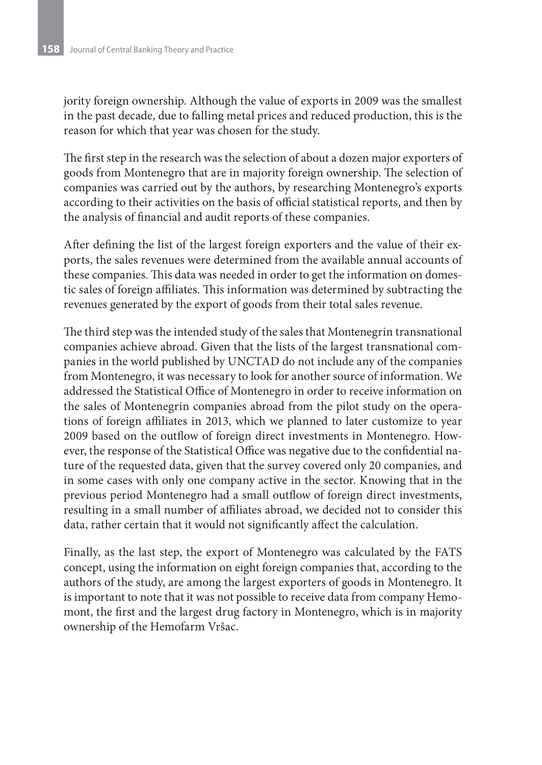jority foreign ownership. Although the value of exports in 2009 was the smallest in the past decade, due to falling metal prices and reduced production, this is the reason for which that year was chosen for the study.

The first step in the research was the selection of about a dozen major exporters of goods from Montenegro that are in majority foreign ownership. The selection of companies was carried out by the authors, by researching Montenegro's exports according to their activities on the basis of official statistical reports, and then by the analysis of financial and audit reports of these companies.

After defining the list of the largest foreign exporters and the value of their exports, the sales revenues were determined from the available annual accounts of these companies. This data was needed in order to get the information on domestic sales of foreign affiliates. This information was determined by subtracting the revenues generated by the export of goods from their total sales revenue.

The third step was the intended study of the sales that Montenegrin transnational companies achieve abroad. Given that the lists of the largest transnational companies in the world published by UNCTAD do not include any of the companies from Montenegro, it was necessary to look for another source of information. We addressed the Statistical Office of Montenegro in order to receive information on the sales of Montenegrin companies abroad from the pilot study on the operations of foreign affiliates in 2013, which we planned to later customize to year 2009 based on the outflow of foreign direct investments in Montenegro. However, the response of the Statistical Office was negative due to the confidential nature of the requested data, given that the survey covered only 20 companies, and in some cases with only one company active in the sector. Knowing that in the previous period Montenegro had a small outflow of foreign direct investments, resulting in a small number of affiliates abroad, we decided not to consider this data, rather certain that it would not significantly affect the calculation.

Finally, as the last step, the export of Montenegro was calculated by the FATS concept, using the information on eight foreign companies that, according to the authors of the study, are among the largest exporters of goods in Montenegro. It is important to note that it was not possible to receive data from company Hemomont, the first and the largest drug factory in Montenegro, which is in majority ownership of the Hemofarm Vršac.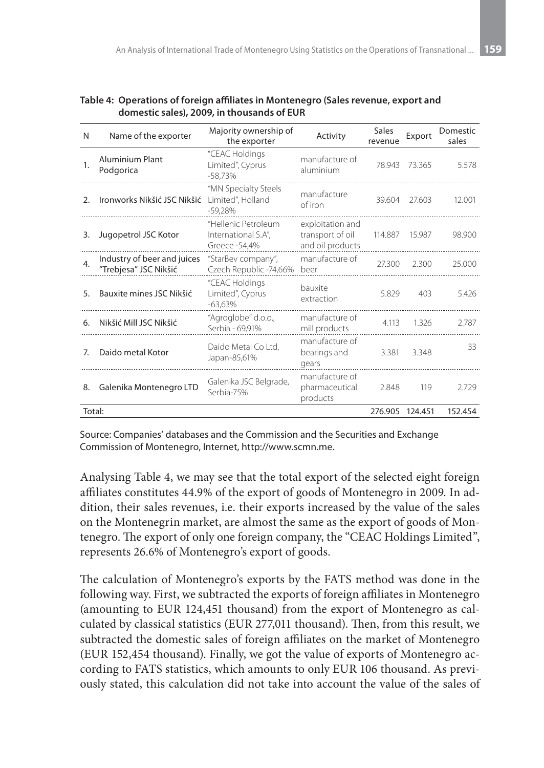**Table 4: Operations of foreign affiliates in Montenegro (Sales revenue, export and domestic sales), 2009, in thousands of EUR**

| N | Name of the exporter | Majority ownership of the exporter | Activity | Sales revenue | Export | Domestic sales |
|---|---|---|---|---|---|---|
| 1. | Aluminium Plant Podgorica | "CEAC Holdings Limited", Cyprus -58,73% | manufacture of aluminium | 78.943 | 73.365 | 5.578 |
| 2. | Ironworks Nikšić JSC Nikšić | "MN Specialty Steels Limited", Holland -59,28% | manufacture of iron | 39.604 | 27.603 | 12.001 |
| 3. | Jugopetrol JSC Kotor | "Hellenic Petroleum International S.A", Greece -54,4% | exploitation and transport of oil and oil products | 114.887 | 15.987 | 98.900 |
| 4. | Industry of beer and juices "Trebjesa" JSC Nikšić | "StarBev company", Czech Republic -74,66% | manufacture of beer | 27.300 | 2.300 | 25.000 |
| 5. | Bauxite mines JSC Nikšić | "CEAC Holdings Limited", Cyprus -63,63% | bauxite extraction | 5.829 | 403 | 5.426 |
| 6. | Nikšić Mill JSC Nikšić | "Agroglobe" d.o.o., Serbia - 69,91% | manufacture of mill products | 4.113 | 1.326 | 2.787 |
| 7. | Daido metal Kotor | Daido Metal Co Ltd, Japan-85,61% | manufacture of bearings and gears | 3.381 | 3.348 | 33 |
| 8. | Galenika Montenegro LTD | Galenika JSC Belgrade, Serbia-75% | manufacture of pharmaceutical products | 2.848 | 119 | 2.729 |
| Total: | | | | 276.905 | 124.451 | 152.454 |

Source: Companies' databases and the Commission and the Securities and Exchange Commission of Montenegro, Internet, http://www.scmn.me.

Analysing Table 4, we may see that the total export of the selected eight foreign affiliates constitutes 44.9% of the export of goods of Montenegro in 2009. In addition, their sales revenues, i.e. their exports increased by the value of the sales on the Montenegrin market, are almost the same as the export of goods of Montenegro. The export of only one foreign company, the "CEAC Holdings Limited", represents 26.6% of Montenegro's export of goods.

The calculation of Montenegro's exports by the FATS method was done in the following way. First, we subtracted the exports of foreign affiliates in Montenegro (amounting to EUR 124,451 thousand) from the export of Montenegro as calculated by classical statistics (EUR 277,011 thousand). Then, from this result, we subtracted the domestic sales of foreign affiliates on the market of Montenegro (EUR 152,454 thousand). Finally, we got the value of exports of Montenegro according to FATS statistics, which amounts to only EUR 106 thousand. As previously stated, this calculation did not take into account the value of the sales of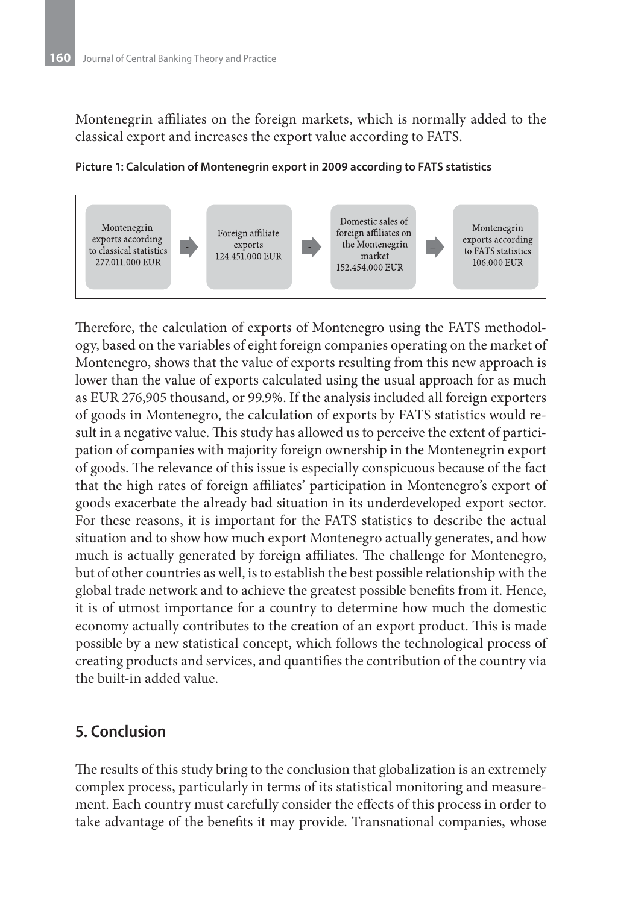Montenegrin affiliates on the foreign markets, which is normally added to the classical export and increases the export value according to FATS.

**Picture 1: Calculation of Montenegrin export in 2009 according to FATS statistics**

| Montenegrin exports according to classical statistics 277.011.000 EUR | - | Foreign affiliate exports 124.451.000 EUR | - | Domestic sales of foreign affiliates on the Montenegrin market 152.454.000 EUR | = | Montenegrin exports according to FATS statistics 106.000 EUR |
|---|---|---|---|---|---|---|

Therefore, the calculation of exports of Montenegro using the FATS methodology, based on the variables of eight foreign companies operating on the market of Montenegro, shows that the value of exports resulting from this new approach is lower than the value of exports calculated using the usual approach for as much as EUR 276,905 thousand, or 99.9%. If the analysis included all foreign exporters of goods in Montenegro, the calculation of exports by FATS statistics would result in a negative value. This study has allowed us to perceive the extent of participation of companies with majority foreign ownership in the Montenegrin export of goods. The relevance of this issue is especially conspicuous because of the fact that the high rates of foreign affiliates' participation in Montenegro's export of goods exacerbate the already bad situation in its underdeveloped export sector. For these reasons, it is important for the FATS statistics to describe the actual situation and to show how much export Montenegro actually generates, and how much is actually generated by foreign affiliates. The challenge for Montenegro, but of other countries as well, is to establish the best possible relationship with the global trade network and to achieve the greatest possible benefits from it. Hence, it is of utmost importance for a country to determine how much the domestic economy actually contributes to the creation of an export product. This is made possible by a new statistical concept, which follows the technological process of creating products and services, and quantifies the contribution of the country via the built-in added value.

## 5. Conclusion

The results of this study bring to the conclusion that globalization is an extremely complex process, particularly in terms of its statistical monitoring and measurement. Each country must carefully consider the effects of this process in order to take advantage of the benefits it may provide. Transnational companies, whose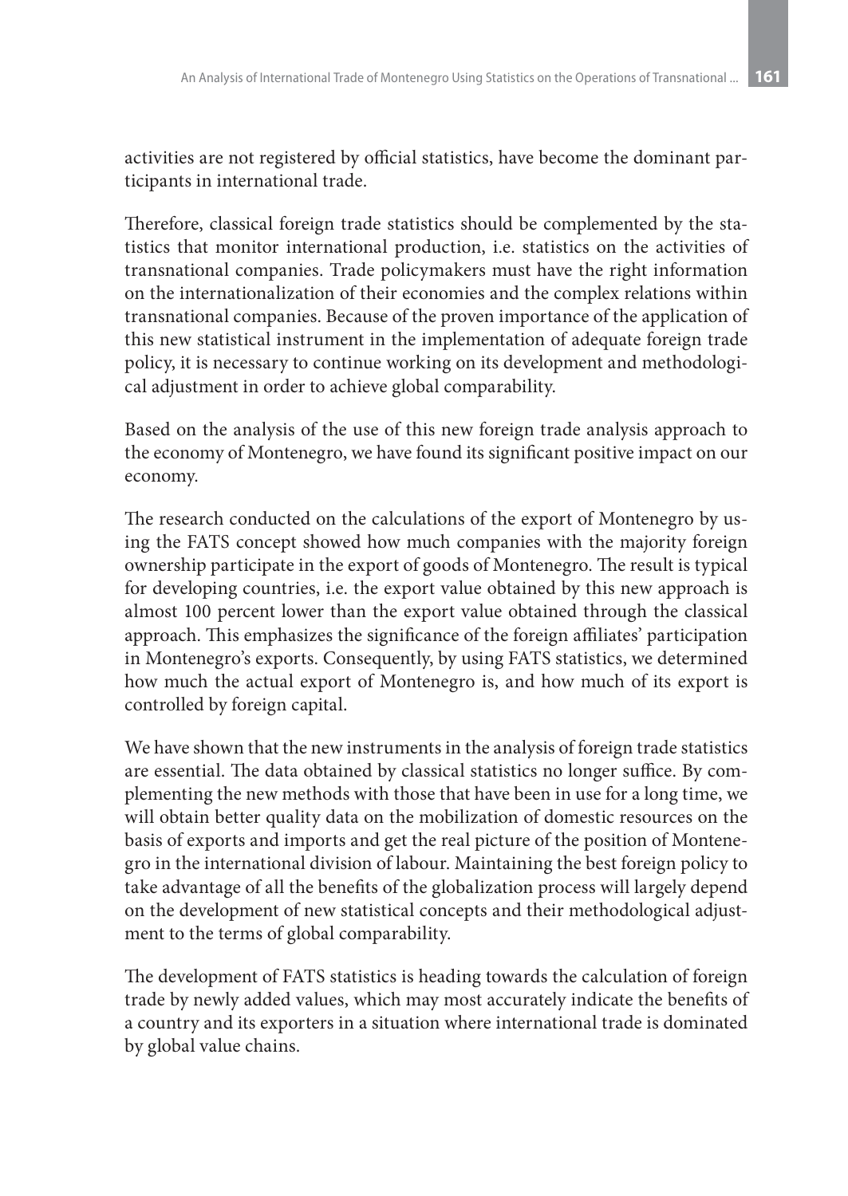activities are not registered by official statistics, have become the dominant participants in international trade.

Therefore, classical foreign trade statistics should be complemented by the statistics that monitor international production, i.e. statistics on the activities of transnational companies. Trade policymakers must have the right information on the internationalization of their economies and the complex relations within transnational companies. Because of the proven importance of the application of this new statistical instrument in the implementation of adequate foreign trade policy, it is necessary to continue working on its development and methodological adjustment in order to achieve global comparability.

Based on the analysis of the use of this new foreign trade analysis approach to the economy of Montenegro, we have found its significant positive impact on our economy.

The research conducted on the calculations of the export of Montenegro by using the FATS concept showed how much companies with the majority foreign ownership participate in the export of goods of Montenegro. The result is typical for developing countries, i.e. the export value obtained by this new approach is almost 100 percent lower than the export value obtained through the classical approach. This emphasizes the significance of the foreign affiliates' participation in Montenegro's exports. Consequently, by using FATS statistics, we determined how much the actual export of Montenegro is, and how much of its export is controlled by foreign capital.

We have shown that the new instruments in the analysis of foreign trade statistics are essential. The data obtained by classical statistics no longer suffice. By complementing the new methods with those that have been in use for a long time, we will obtain better quality data on the mobilization of domestic resources on the basis of exports and imports and get the real picture of the position of Montenegro in the international division of labour. Maintaining the best foreign policy to take advantage of all the benefits of the globalization process will largely depend on the development of new statistical concepts and their methodological adjustment to the terms of global comparability.

The development of FATS statistics is heading towards the calculation of foreign trade by newly added values, which may most accurately indicate the benefits of a country and its exporters in a situation where international trade is dominated by global value chains.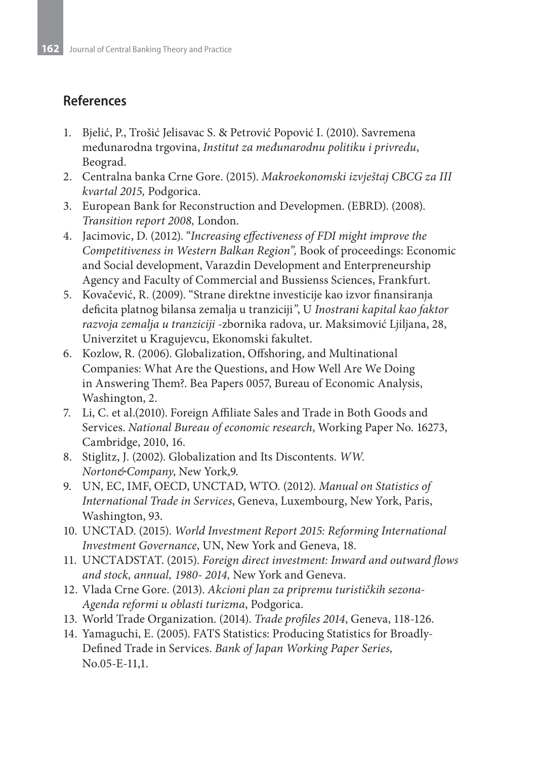## References

1. Bjelić, P., Trošić Jelisavac S. & Petrović Popović I. (2010). Savremena međunarodna trgovina, *Institut za međunarodnu politiku i privredu*, Beograd.
2. Centralna banka Crne Gore. (2015). *Makroekonomski izvještaj CBCG za III kvartal 2015,* Podgorica.
3. European Bank for Reconstruction and Developmen. (EBRD). (2008). *Transition report 2008,* London.
4. Jacimovic, D. (2012). "*Increasing effectiveness of FDI might improve the Competitiveness in Western Balkan Region",* Book of proceedings: Economic and Social development, Varazdin Development and Enterpreneurship Agency and Faculty of Commercial and Bussienss Sciences, Frankfurt.
5. Kovačević, R. (2009). "Strane direktne investicije kao izvor finansiranja deficita platnog bilansa zemalja u tranziciji", U *Inostrani kapital kao faktor razvoja zemalja u tranziciji* -zbornika radova, ur. Maksimović Ljiljana, 28, Univerzitet u Kragujevcu, Ekonomski fakultet.
6. Kozlow, R. (2006). Globalization, Offshoring, and Multinational Companies: What Are the Questions, and How Well Are We Doing in Answering Them?. Bea Papers 0057, Bureau of Economic Analysis, Washington, 2.
7. Li, C. et al.(2010). Foreign Affiliate Sales and Trade in Both Goods and Services. *National Bureau of economic research*, Working Paper No. 16273, Cambridge, 2010, 16.
8. Stiglitz, J. (2002). Globalization and Its Discontents. *WW. Norton&Company*, New York,9.
9. UN, EC, IMF, OECD, UNCTAD, WTO. (2012). *Manual on Statistics of International Trade in Services*, Geneva, Luxembourg, New York, Paris, Washington, 93.
10. UNCTAD. (2015). *World Investment Report 2015: Reforming International Investment Governance*, UN, New York and Geneva, 18.
11. UNCTADSTAT. (2015). *Foreign direct investment: Inward and outward flows and stock, annual, 1980- 2014,* New York and Geneva.
12. Vlada Crne Gore. (2013). *Akcioni plan za pripremu turističkih sezona-Agenda reformi u oblasti turizma*, Podgorica.
13. World Trade Organization. (2014). *Trade profiles 2014*, Geneva, 118-126.
14. Yamaguchi, E. (2005). FATS Statistics: Producing Statistics for Broadly-Defined Trade in Services. *Bank of Japan Working Paper Series,* No.05-E-11,1.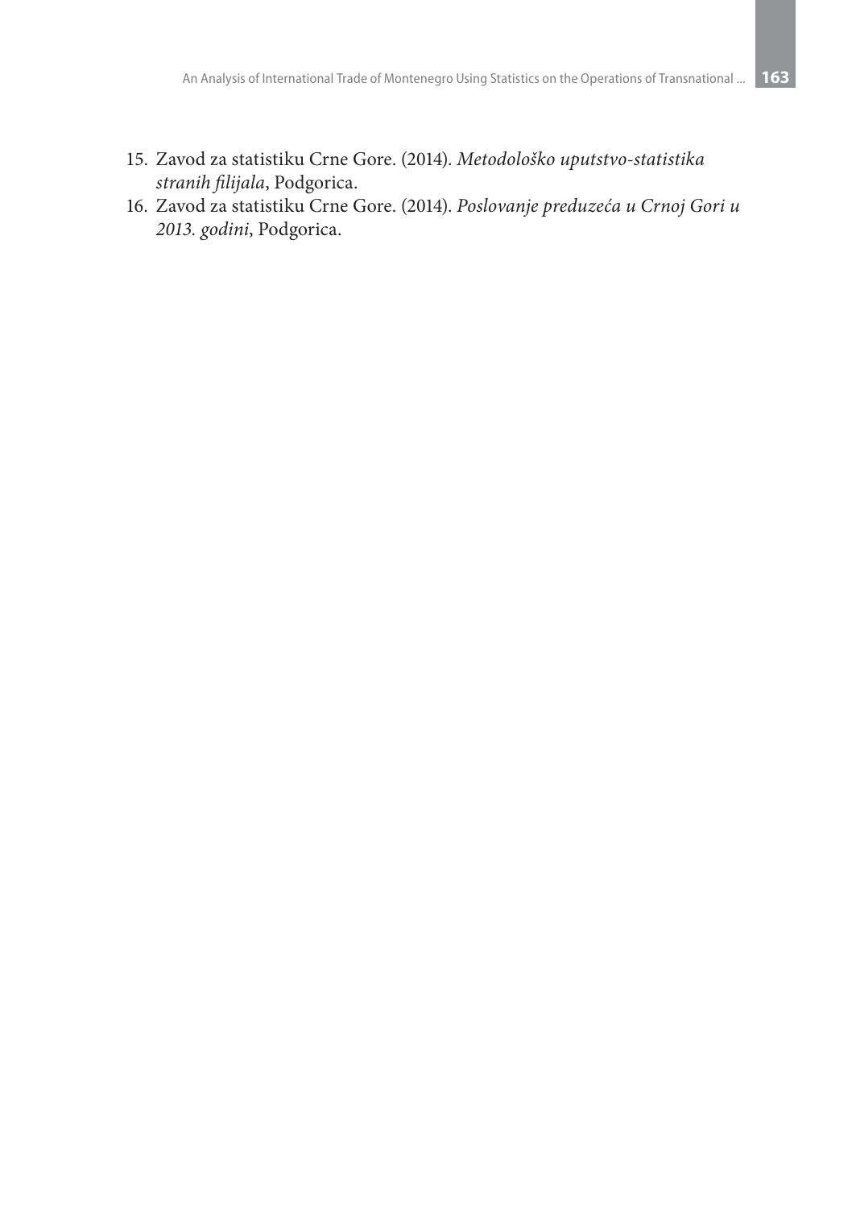15. Zavod za statistiku Crne Gore. (2014). *Metodološko uputstvo-statistika stranih filijala*, Podgorica.
16. Zavod za statistiku Crne Gore. (2014). *Poslovanje preduzeća u Crnoj Gori u 2013. godini*, Podgorica.